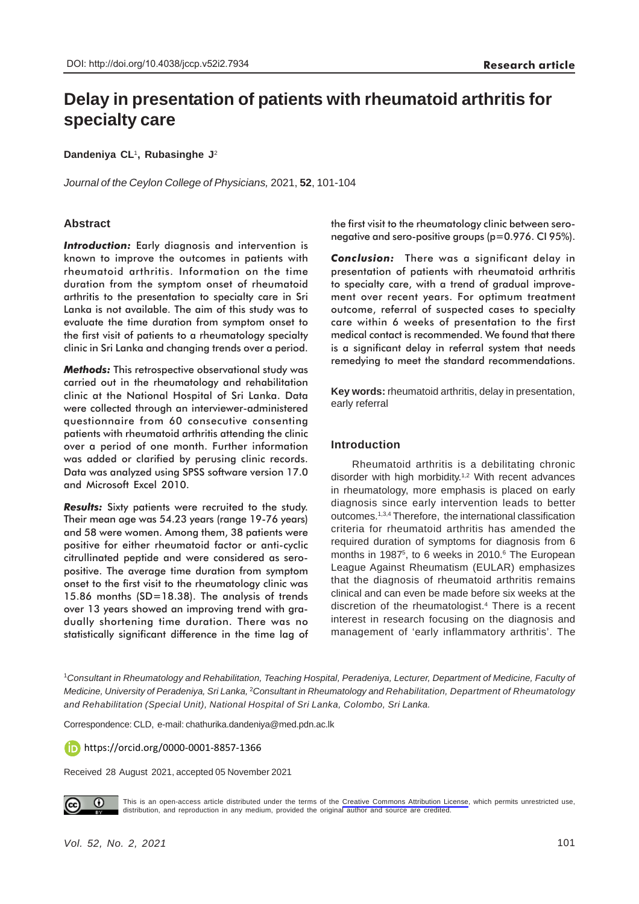DOI: http://doi.org/10.4038/jccp.v52i2.7934

**Research article**

# Delay in presentation of patients with rheumatoid arthritis for specialty care

**Dandeniya CL[1], Rubasinghe J[2]**

*Journal of the Ceylon College of Physicians,* 2021, **52**, 101-104

## Abstract

***Introduction:*** Early diagnosis and intervention is known to improve the outcomes in patients with rheumatoid arthritis. Information on the time duration from the symptom onset of rheumatoid arthritis to the presentation to specialty care in Sri Lanka is not available. The aim of this study was to evaluate the time duration from symptom onset to the first visit of patients to a rheumatology specialty clinic in Sri Lanka and changing trends over a period.

***Methods:*** This retrospective observational study was carried out in the rheumatology and rehabilitation clinic at the National Hospital of Sri Lanka. Data were collected through an interviewer-administered questionnaire from 60 consecutive consenting patients with rheumatoid arthritis attending the clinic over a period of one month. Further information was added or clarified by perusing clinic records. Data was analyzed using SPSS software version 17.0 and Microsoft Excel 2010.

***Results:*** Sixty patients were recruited to the study. Their mean age was 54.23 years (range 19-76 years) and 58 were women. Among them, 38 patients were positive for either rheumatoid factor or anti-cyclic citrullinated peptide and were considered as sero-positive. The average time duration from symptom onset to the first visit to the rheumatology clinic was 15.86 months (SD=18.38). The analysis of trends over 13 years showed an improving trend with gradually shortening time duration. There was no statistically significant difference in the time lag of the first visit to the rheumatology clinic between sero-negative and sero-positive groups (p=0.976. CI 95%).

***Conclusion:*** There was a significant delay in presentation of patients with rheumatoid arthritis to specialty care, with a trend of gradual improvement over recent years. For optimum treatment outcome, referral of suspected cases to specialty care within 6 weeks of presentation to the first medical contact is recommended. We found that there is a significant delay in referral system that needs remedying to meet the standard recommendations.

**Key words:** rheumatoid arthritis, delay in presentation, early referral

## Introduction

Rheumatoid arthritis is a debilitating chronic disorder with high morbidity.[1,2] With recent advances in rheumatology, more emphasis is placed on early diagnosis since early intervention leads to better outcomes.[1,3,4] Therefore, the international classification criteria for rheumatoid arthritis has amended the required duration of symptoms for diagnosis from 6 months in 1987[5], to 6 weeks in 2010.[6] The European League Against Rheumatism (EULAR) emphasizes that the diagnosis of rheumatoid arthritis remains clinical and can even be made before six weeks at the discretion of the rheumatologist.[4] There is a recent interest in research focusing on the diagnosis and management of 'early inflammatory arthritis'. The

[1]*Consultant in Rheumatology and Rehabilitation, Teaching Hospital, Peradeniya, Lecturer, Department of Medicine, Faculty of Medicine, University of Peradeniya, Sri Lanka,* [2]*Consultant in Rheumatology and Rehabilitation, Department of Rheumatology and Rehabilitation (Special Unit), National Hospital of Sri Lanka, Colombo, Sri Lanka.*

Correspondence: CLD, e-mail: chathurika.dandeniya@med.pdn.ac.lk

https://orcid.org/0000-0001-8857-1366

Received 28 August 2021, accepted 05 November 2021

This is an open-access article distributed under the terms of the Creative Commons Attribution License, which permits unrestricted use, distribution, and reproduction in any medium, provided the original author and source are credited.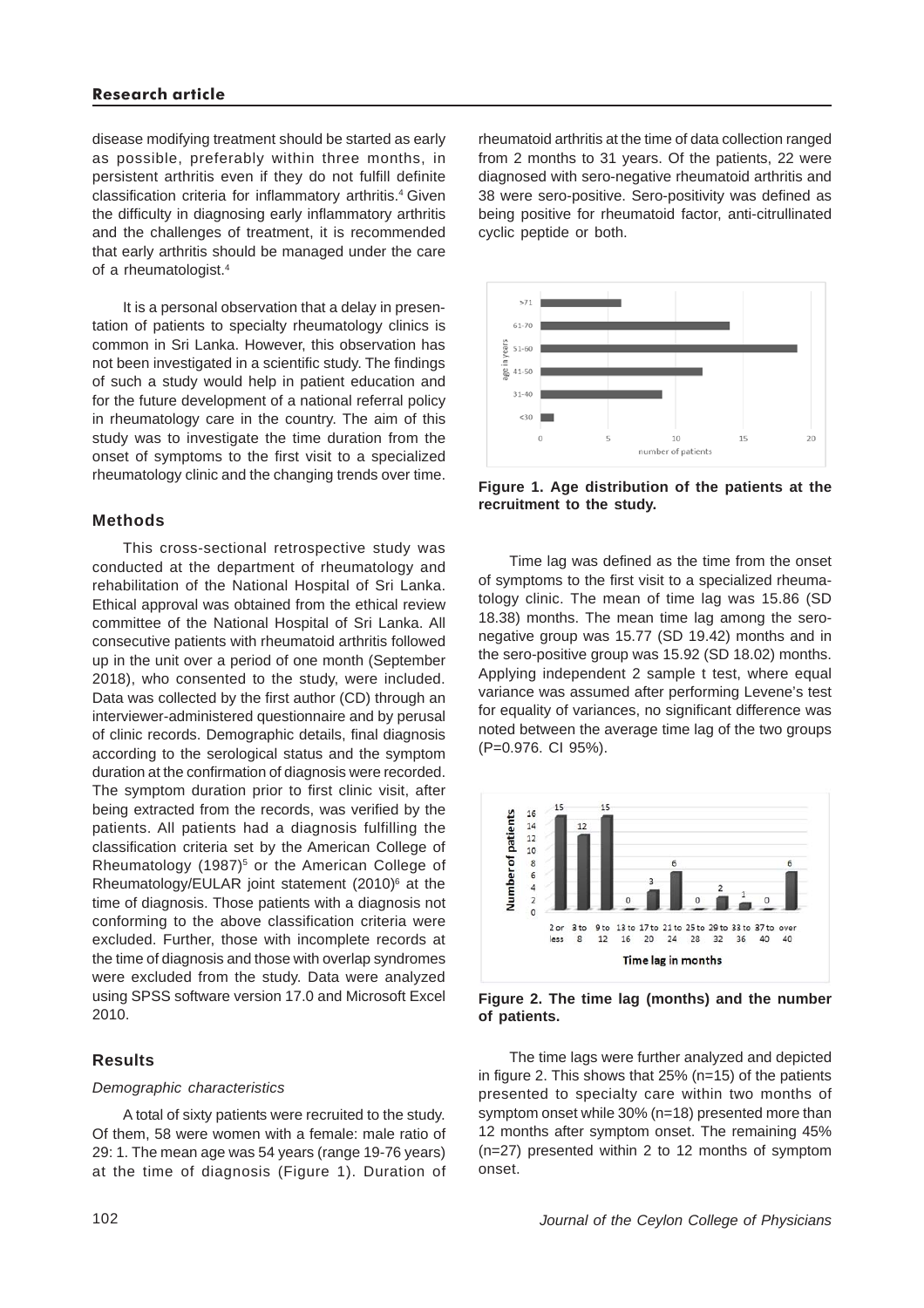disease modifying treatment should be started as early as possible, preferably within three months, in persistent arthritis even if they do not fulfill definite classification criteria for inflammatory arthritis.[4] Given the difficulty in diagnosing early inflammatory arthritis and the challenges of treatment, it is recommended that early arthritis should be managed under the care of a rheumatologist.[4]

It is a personal observation that a delay in presentation of patients to specialty rheumatology clinics is common in Sri Lanka. However, this observation has not been investigated in a scientific study. The findings of such a study would help in patient education and for the future development of a national referral policy in rheumatology care in the country. The aim of this study was to investigate the time duration from the onset of symptoms to the first visit to a specialized rheumatology clinic and the changing trends over time.

## Methods

This cross-sectional retrospective study was conducted at the department of rheumatology and rehabilitation of the National Hospital of Sri Lanka. Ethical approval was obtained from the ethical review committee of the National Hospital of Sri Lanka. All consecutive patients with rheumatoid arthritis followed up in the unit over a period of one month (September 2018), who consented to the study, were included. Data was collected by the first author (CD) through an interviewer-administered questionnaire and by perusal of clinic records. Demographic details, final diagnosis according to the serological status and the symptom duration at the confirmation of diagnosis were recorded. The symptom duration prior to first clinic visit, after being extracted from the records, was verified by the patients. All patients had a diagnosis fulfilling the classification criteria set by the American College of Rheumatology (1987)[5] or the American College of Rheumatology/EULAR joint statement (2010)[6] at the time of diagnosis. Those patients with a diagnosis not conforming to the above classification criteria were excluded. Further, those with incomplete records at the time of diagnosis and those with overlap syndromes were excluded from the study. Data were analyzed using SPSS software version 17.0 and Microsoft Excel 2010.

## Results

*Demographic characteristics*

A total of sixty patients were recruited to the study. Of them, 58 were women with a female: male ratio of 29: 1. The mean age was 54 years (range 19-76 years) at the time of diagnosis (Figure 1). Duration of rheumatoid arthritis at the time of data collection ranged from 2 months to 31 years. Of the patients, 22 were diagnosed with sero-negative rheumatoid arthritis and 38 were sero-positive. Sero-positivity was defined as being positive for rheumatoid factor, anti-citrullinated cyclic peptide or both.

**Figure 1. Age distribution of the patients at the recruitment to the study.**

Time lag was defined as the time from the onset of symptoms to the first visit to a specialized rheumatology clinic. The mean of time lag was 15.86 (SD 18.38) months. The mean time lag among the sero-negative group was 15.77 (SD 19.42) months and in the sero-positive group was 15.92 (SD 18.02) months. Applying independent 2 sample t test, where equal variance was assumed after performing Levene's test for equality of variances, no significant difference was noted between the average time lag of the two groups (P=0.976. CI 95%).

**Figure 2. The time lag (months) and the number of patients.**

The time lags were further analyzed and depicted in figure 2. This shows that 25% (n=15) of the patients presented to specialty care within two months of symptom onset while 30% (n=18) presented more than 12 months after symptom onset. The remaining 45% (n=27) presented within 2 to 12 months of symptom onset.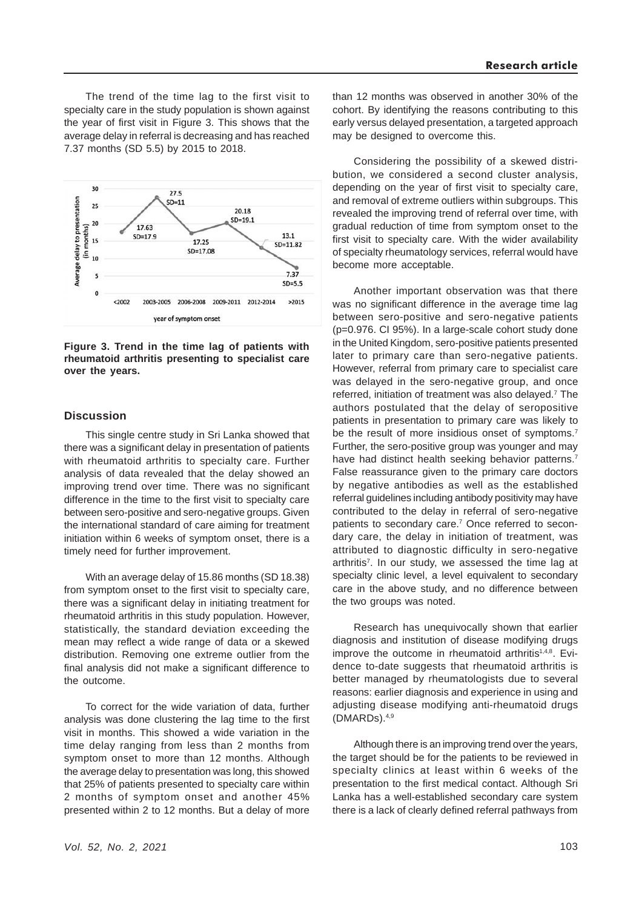The trend of the time lag to the first visit to specialty care in the study population is shown against the year of first visit in Figure 3. This shows that the average delay in referral is decreasing and has reached 7.37 months (SD 5.5) by 2015 to 2018.

**Figure 3. Trend in the time lag of patients with rheumatoid arthritis presenting to specialist care over the years.**

## Discussion

This single centre study in Sri Lanka showed that there was a significant delay in presentation of patients with rheumatoid arthritis to specialty care. Further analysis of data revealed that the delay showed an improving trend over time. There was no significant difference in the time to the first visit to specialty care between sero-positive and sero-negative groups. Given the international standard of care aiming for treatment initiation within 6 weeks of symptom onset, there is a timely need for further improvement.

With an average delay of 15.86 months (SD 18.38) from symptom onset to the first visit to specialty care, there was a significant delay in initiating treatment for rheumatoid arthritis in this study population. However, statistically, the standard deviation exceeding the mean may reflect a wide range of data or a skewed distribution. Removing one extreme outlier from the final analysis did not make a significant difference to the outcome.

To correct for the wide variation of data, further analysis was done clustering the lag time to the first visit in months. This showed a wide variation in the time delay ranging from less than 2 months from symptom onset to more than 12 months. Although the average delay to presentation was long, this showed that 25% of patients presented to specialty care within 2 months of symptom onset and another 45% presented within 2 to 12 months. But a delay of more than 12 months was observed in another 30% of the cohort. By identifying the reasons contributing to this early versus delayed presentation, a targeted approach may be designed to overcome this.

Considering the possibility of a skewed distribution, we considered a second cluster analysis, depending on the year of first visit to specialty care, and removal of extreme outliers within subgroups. This revealed the improving trend of referral over time, with gradual reduction of time from symptom onset to the first visit to specialty care. With the wider availability of specialty rheumatology services, referral would have become more acceptable.

Another important observation was that there was no significant difference in the average time lag between sero-positive and sero-negative patients (p=0.976. CI 95%). In a large-scale cohort study done in the United Kingdom, sero-positive patients presented later to primary care than sero-negative patients. However, referral from primary care to specialist care was delayed in the sero-negative group, and once referred, initiation of treatment was also delayed.[7] The authors postulated that the delay of seropositive patients in presentation to primary care was likely to be the result of more insidious onset of symptoms.[7] Further, the sero-positive group was younger and may have had distinct health seeking behavior patterns.[7] False reassurance given to the primary care doctors by negative antibodies as well as the established referral guidelines including antibody positivity may have contributed to the delay in referral of sero-negative patients to secondary care.[7] Once referred to secondary care, the delay in initiation of treatment, was attributed to diagnostic difficulty in sero-negative arthritis[7]. In our study, we assessed the time lag at specialty clinic level, a level equivalent to secondary care in the above study, and no difference between the two groups was noted.

Research has unequivocally shown that earlier diagnosis and institution of disease modifying drugs improve the outcome in rheumatoid arthritis[1,4,8]. Evidence to-date suggests that rheumatoid arthritis is better managed by rheumatologists due to several reasons: earlier diagnosis and experience in using and adjusting disease modifying anti-rheumatoid drugs (DMARDs).[4,9]

Although there is an improving trend over the years, the target should be for the patients to be reviewed in specialty clinics at least within 6 weeks of the presentation to the first medical contact. Although Sri Lanka has a well-established secondary care system there is a lack of clearly defined referral pathways from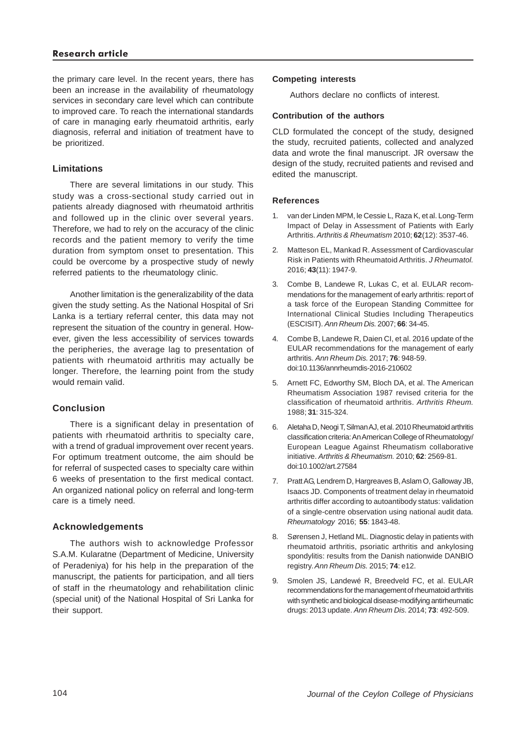the primary care level. In the recent years, there has been an increase in the availability of rheumatology services in secondary care level which can contribute to improved care. To reach the international standards of care in managing early rheumatoid arthritis, early diagnosis, referral and initiation of treatment have to be prioritized.

## Limitations

There are several limitations in our study. This study was a cross-sectional study carried out in patients already diagnosed with rheumatoid arthritis and followed up in the clinic over several years. Therefore, we had to rely on the accuracy of the clinic records and the patient memory to verify the time duration from symptom onset to presentation. This could be overcome by a prospective study of newly referred patients to the rheumatology clinic.

Another limitation is the generalizability of the data given the study setting. As the National Hospital of Sri Lanka is a tertiary referral center, this data may not represent the situation of the country in general. However, given the less accessibility of services towards the peripheries, the average lag to presentation of patients with rheumatoid arthritis may actually be longer. Therefore, the learning point from the study would remain valid.

## Conclusion

There is a significant delay in presentation of patients with rheumatoid arthritis to specialty care, with a trend of gradual improvement over recent years. For optimum treatment outcome, the aim should be for referral of suspected cases to specialty care within 6 weeks of presentation to the first medical contact. An organized national policy on referral and long-term care is a timely need.

## Acknowledgements

The authors wish to acknowledge Professor S.A.M. Kularatne (Department of Medicine, University of Peradeniya) for his help in the preparation of the manuscript, the patients for participation, and all tiers of staff in the rheumatology and rehabilitation clinic (special unit) of the National Hospital of Sri Lanka for their support.

## Competing interests

Authors declare no conflicts of interest.

## Contribution of the authors

CLD formulated the concept of the study, designed the study, recruited patients, collected and analyzed data and wrote the final manuscript. JR oversaw the design of the study, recruited patients and revised and edited the manuscript.

## References

1. van der Linden MPM, le Cessie L, Raza K, et al. Long-Term Impact of Delay in Assessment of Patients with Early Arthritis. *Arthritis & Rheumatism* 2010; **62**(12): 3537-46.
2. Matteson EL, Mankad R. Assessment of Cardiovascular Risk in Patients with Rheumatoid Arthritis. *J Rheumatol.* 2016; **43**(11): 1947-9.
3. Combe B, Landewe R, Lukas C, et al. EULAR recommendations for the management of early arthritis: report of a task force of the European Standing Committee for International Clinical Studies Including Therapeutics (ESCISIT). *Ann Rheum Dis.* 2007; **66**: 34-45.
4. Combe B, Landewe R, Daien CI, et al. 2016 update of the EULAR recommendations for the management of early arthritis. *Ann Rheum Dis.* 2017; **76**: 948-59. doi:10.1136/annrheumdis-2016-210602
5. Arnett FC, Edworthy SM, Bloch DA, et al. The American Rheumatism Association 1987 revised criteria for the classification of rheumatoid arthritis. *Arthritis Rheum.* 1988; **31**: 315-324.
6. Aletaha D, Neogi T, Silman AJ, et al. 2010 Rheumatoid arthritis classification criteria: An American College of Rheumatology/ European League Against Rheumatism collaborative initiative. *Arthritis & Rheumatism.* 2010; **62**: 2569-81. doi:10.1002/art.27584
7. Pratt AG, Lendrem D, Hargreaves B, Aslam O, Galloway JB, Isaacs JD. Components of treatment delay in rheumatoid arthritis differ according to autoantibody status: validation of a single-centre observation using national audit data. *Rheumatology* 2016; **55**: 1843-48.
8. Sørensen J, Hetland ML. Diagnostic delay in patients with rheumatoid arthritis, psoriatic arthritis and ankylosing spondylitis: results from the Danish nationwide DANBIO registry. *Ann Rheum Dis.* 2015; **74**: e12.
9. Smolen JS, Landewé R, Breedveld FC, et al. EULAR recommendations for the management of rheumatoid arthritis with synthetic and biological disease-modifying antirheumatic drugs: 2013 update. *Ann Rheum Dis.* 2014; **73**: 492-509.